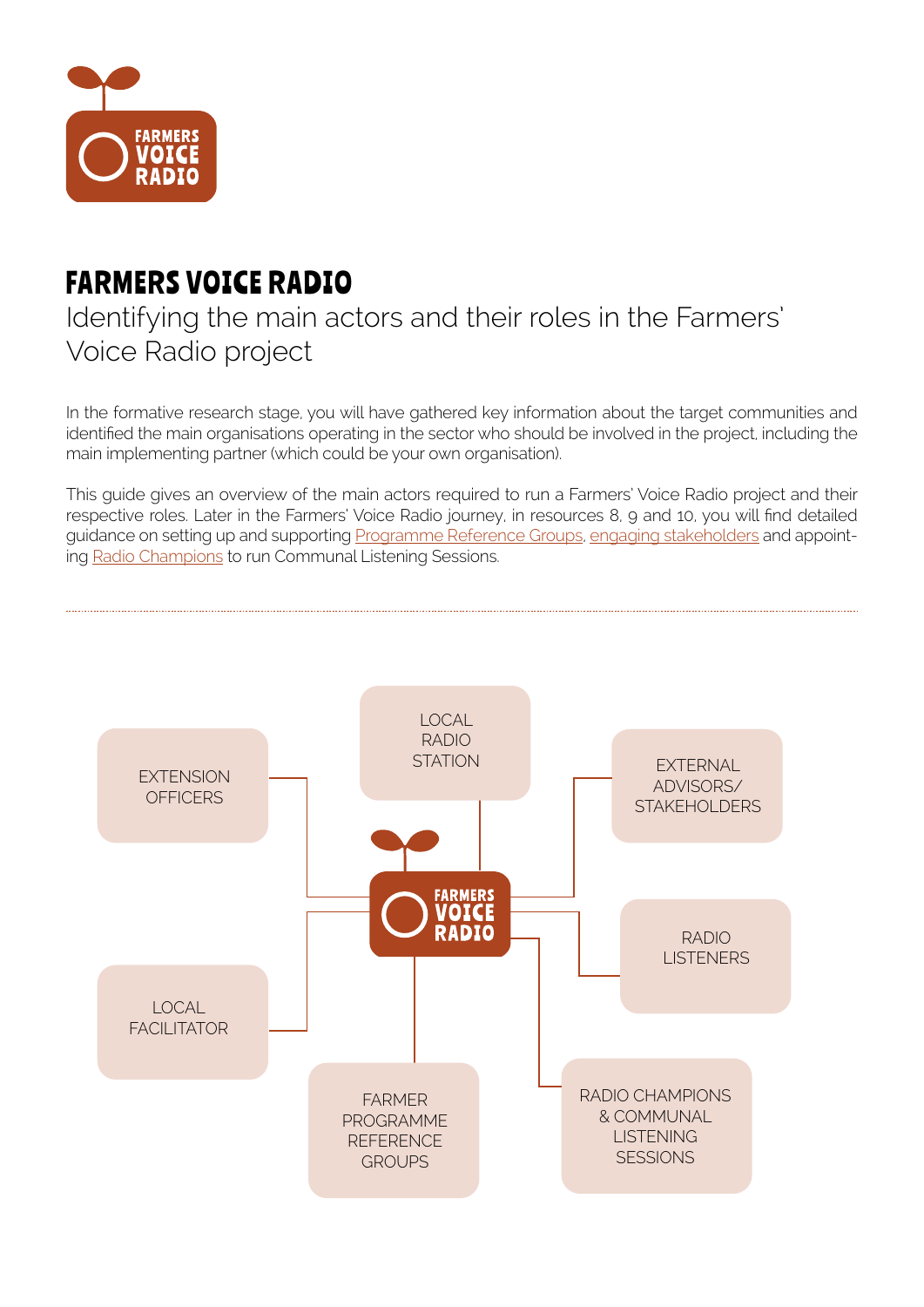# FARMERS VOICE RADIO

## Identifying the main actors and their roles in the Farmers' Voice Radio project

In the formative research stage, you will have gathered key information about the target communities and identified the main organisations operating in the sector who should be involved in the project, including the main implementing partner (which could be your own organisation).

This guide gives an overview of the main actors required to run a Farmers' Voice Radio project and their respective roles. Later in the Farmers' Voice Radio journey, in resources 8, 9 and 10, you will find detailed guidance on setting up and supporting Programme Reference Groups, engaging stakeholders and appointing Radio Champions to run Communal Listening Sessions.

---

- EXTENSION OFFICERS
- LOCAL RADIO STATION
- EXTERNAL ADVISORS/ STAKEHOLDERS
- RADIO LISTENERS
- LOCAL FACILITATOR
- FARMER PROGRAMME REFERENCE GROUPS
- RADIO CHAMPIONS & COMMUNAL LISTENING SESSIONS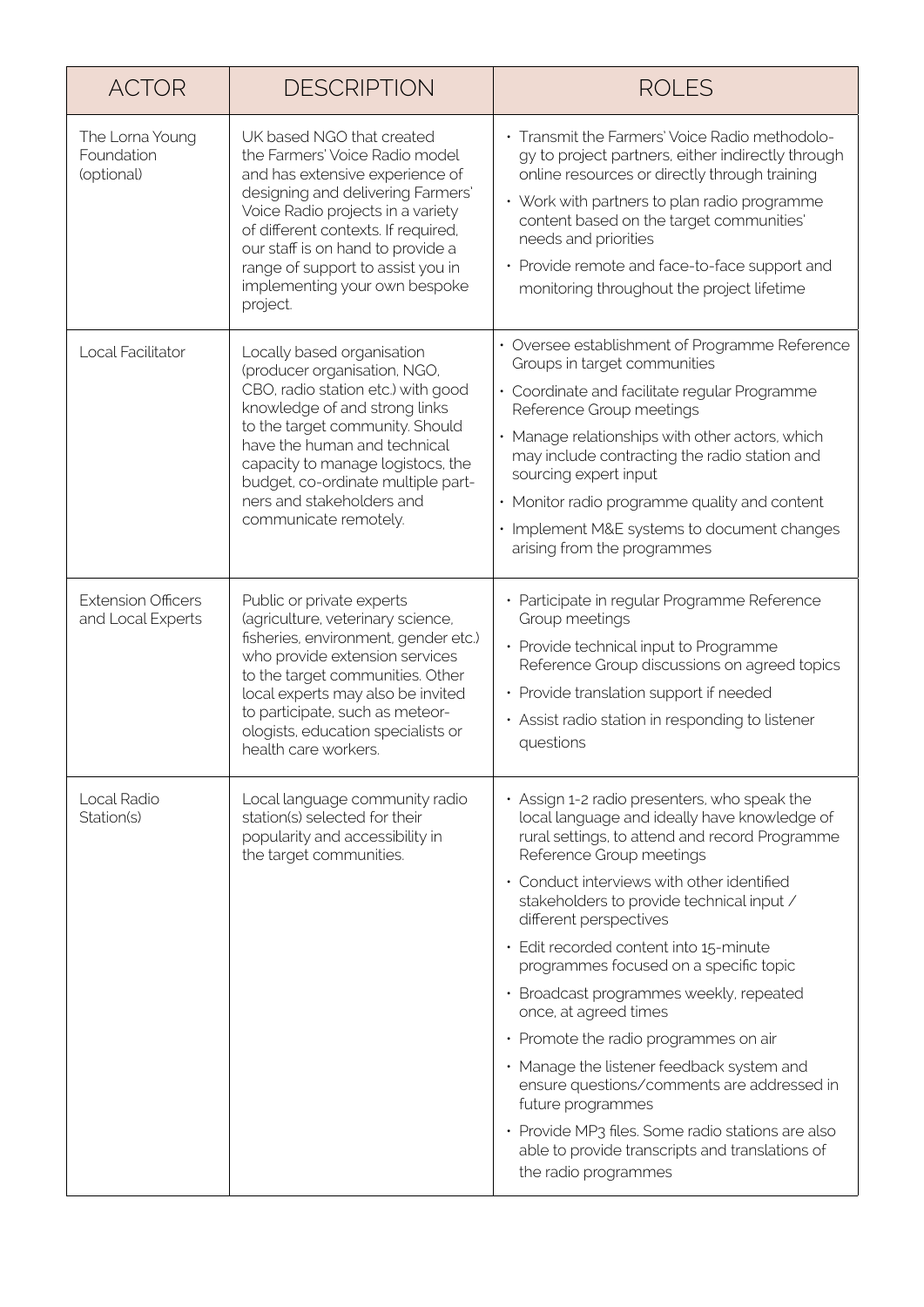| ACTOR | DESCRIPTION | ROLES |
| --- | --- | --- |
| The Lorna Young Foundation (optional) | UK based NGO that created the Farmers' Voice Radio model and has extensive experience of designing and delivering Farmers' Voice Radio projects in a variety of different contexts. If required, our staff is on hand to provide a range of support to assist you in implementing your own bespoke project. | • Transmit the Farmers' Voice Radio methodology to project partners, either indirectly through online resources or directly through training<br>• Work with partners to plan radio programme content based on the target communities' needs and priorities<br>• Provide remote and face-to-face support and monitoring throughout the project lifetime |
| Local Facilitator | Locally based organisation (producer organisation, NGO, CBO, radio station etc.) with good knowledge of and strong links to the target community. Should have the human and technical capacity to manage logistocs, the budget, co-ordinate multiple partners and stakeholders and communicate remotely. | • Oversee establishment of Programme Reference Groups in target communities<br>• Coordinate and facilitate regular Programme Reference Group meetings<br>• Manage relationships with other actors, which may include contracting the radio station and sourcing expert input<br>• Monitor radio programme quality and content<br>• Implement M&E systems to document changes arising from the programmes |
| Extension Officers and Local Experts | Public or private experts (agriculture, veterinary science, fisheries, environment, gender etc.) who provide extension services to the target communities. Other local experts may also be invited to participate, such as meteorologists, education specialists or health care workers. | • Participate in regular Programme Reference Group meetings<br>• Provide technical input to Programme Reference Group discussions on agreed topics<br>• Provide translation support if needed<br>• Assist radio station in responding to listener questions |
| Local Radio Station(s) | Local language community radio station(s) selected for their popularity and accessibility in the target communities. | • Assign 1-2 radio presenters, who speak the local language and ideally have knowledge of rural settings, to attend and record Programme Reference Group meetings<br>• Conduct interviews with other identified stakeholders to provide technical input / different perspectives<br>• Edit recorded content into 15-minute programmes focused on a specific topic<br>• Broadcast programmes weekly, repeated once, at agreed times<br>• Promote the radio programmes on air<br>• Manage the listener feedback system and ensure questions/comments are addressed in future programmes<br>• Provide MP3 files. Some radio stations are also able to provide transcripts and translations of the radio programmes |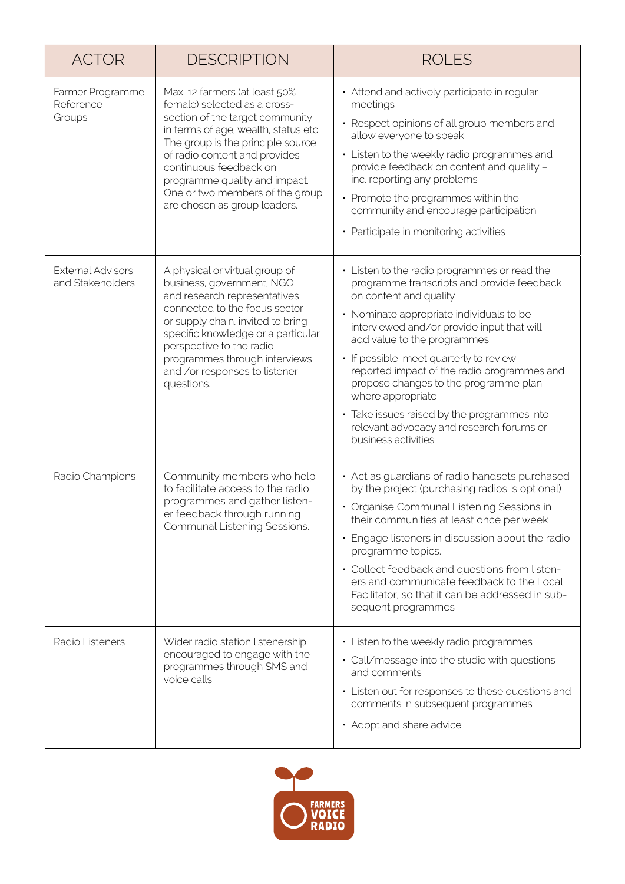| ACTOR | DESCRIPTION | ROLES |
|---|---|---|
| Farmer Programme Reference Groups | Max. 12 farmers (at least 50% female) selected as a cross-section of the target community in terms of age, wealth, status etc. The group is the principle source of radio content and provides continuous feedback on programme quality and impact. One or two members of the group are chosen as group leaders. | • Attend and actively participate in regular meetings<br>• Respect opinions of all group members and allow everyone to speak<br>• Listen to the weekly radio programmes and provide feedback on content and quality – inc. reporting any problems<br>• Promote the programmes within the community and encourage participation<br>• Participate in monitoring activities |
| External Advisors and Stakeholders | A physical or virtual group of business, government, NGO and research representatives connected to the focus sector or supply chain, invited to bring specific knowledge or a particular perspective to the radio programmes through interviews and /or responses to listener questions. | • Listen to the radio programmes or read the programme transcripts and provide feedback on content and quality<br>• Nominate appropriate individuals to be interviewed and/or provide input that will add value to the programmes<br>• If possible, meet quarterly to review reported impact of the radio programmes and propose changes to the programme plan where appropriate<br>• Take issues raised by the programmes into relevant advocacy and research forums or business activities |
| Radio Champions | Community members who help to facilitate access to the radio programmes and gather listener feedback through running Communal Listening Sessions. | • Act as guardians of radio handsets purchased by the project (purchasing radios is optional)<br>• Organise Communal Listening Sessions in their communities at least once per week<br>• Engage listeners in discussion about the radio programme topics.<br>• Collect feedback and questions from listeners and communicate feedback to the Local Facilitator, so that it can be addressed in subsequent programmes |
| Radio Listeners | Wider radio station listenership encouraged to engage with the programmes through SMS and voice calls. | • Listen to the weekly radio programmes<br>• Call/message into the studio with questions and comments<br>• Listen out for responses to these questions and comments in subsequent programmes<br>• Adopt and share advice |

FARMERS VOICE RADIO